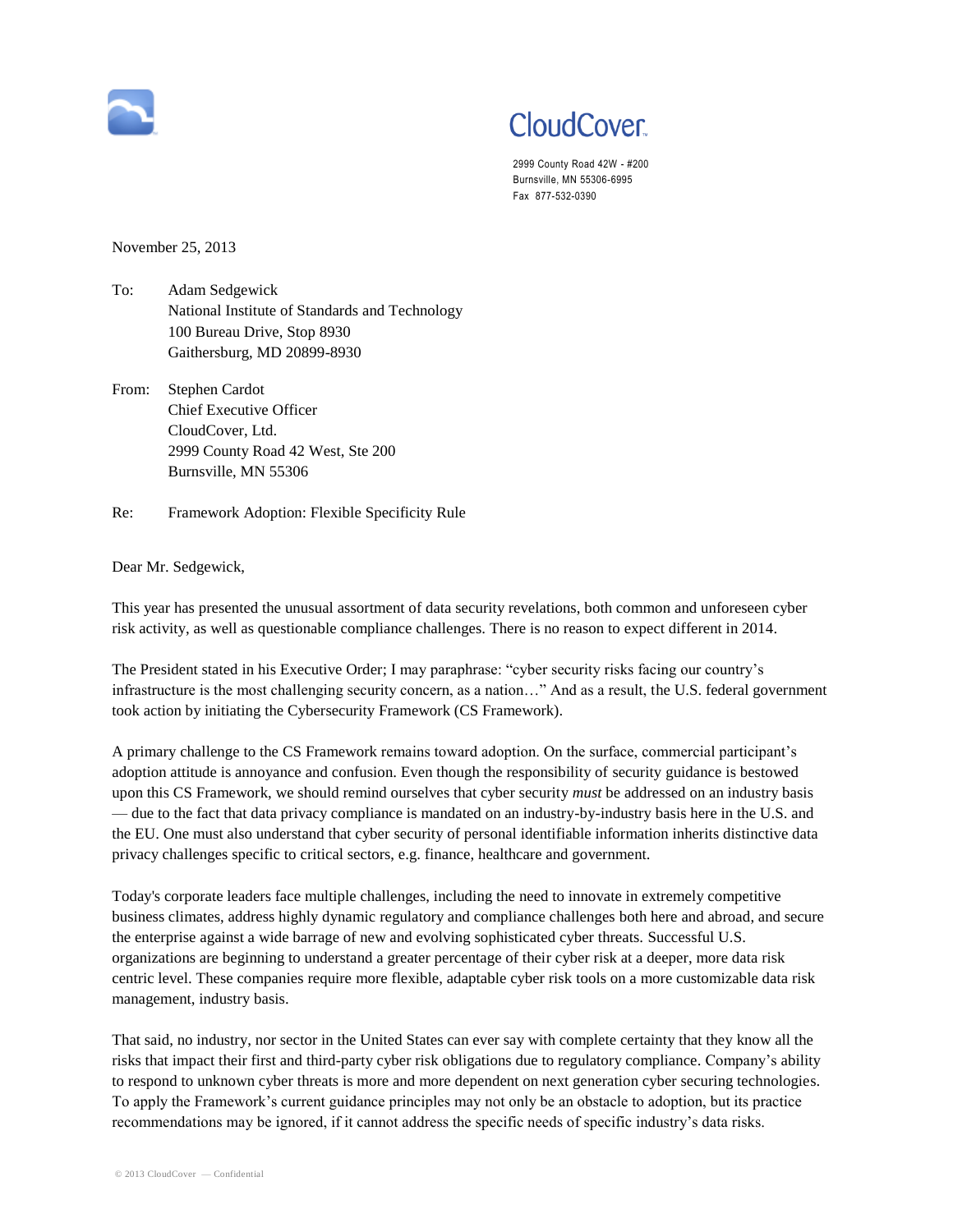CloudCover

2999 County Road 42W - #200
Burnsville, MN 55306-6995
Fax 877-532-0390

November 25, 2013

To: Adam Sedgewick
National Institute of Standards and Technology
100 Bureau Drive, Stop 8930
Gaithersburg, MD 20899-8930

From: Stephen Cardot
Chief Executive Officer
CloudCover, Ltd.
2999 County Road 42 West, Ste 200
Burnsville, MN 55306

Re: Framework Adoption: Flexible Specificity Rule

Dear Mr. Sedgewick,

This year has presented the unusual assortment of data security revelations, both common and unforeseen cyber risk activity, as well as questionable compliance challenges. There is no reason to expect different in 2014.

The President stated in his Executive Order; I may paraphrase: "cyber security risks facing our country's infrastructure is the most challenging security concern, as a nation…" And as a result, the U.S. federal government took action by initiating the Cybersecurity Framework (CS Framework).

A primary challenge to the CS Framework remains toward adoption. On the surface, commercial participant's adoption attitude is annoyance and confusion. Even though the responsibility of security guidance is bestowed upon this CS Framework, we should remind ourselves that cyber security *must* be addressed on an industry basis — due to the fact that data privacy compliance is mandated on an industry-by-industry basis here in the U.S. and the EU. One must also understand that cyber security of personal identifiable information inherits distinctive data privacy challenges specific to critical sectors, e.g. finance, healthcare and government.

Today's corporate leaders face multiple challenges, including the need to innovate in extremely competitive business climates, address highly dynamic regulatory and compliance challenges both here and abroad, and secure the enterprise against a wide barrage of new and evolving sophisticated cyber threats. Successful U.S. organizations are beginning to understand a greater percentage of their cyber risk at a deeper, more data risk centric level. These companies require more flexible, adaptable cyber risk tools on a more customizable data risk management, industry basis.

That said, no industry, nor sector in the United States can ever say with complete certainty that they know all the risks that impact their first and third-party cyber risk obligations due to regulatory compliance. Company's ability to respond to unknown cyber threats is more and more dependent on next generation cyber securing technologies. To apply the Framework's current guidance principles may not only be an obstacle to adoption, but its practice recommendations may be ignored, if it cannot address the specific needs of specific industry's data risks.

© 2013 CloudCover — Confidential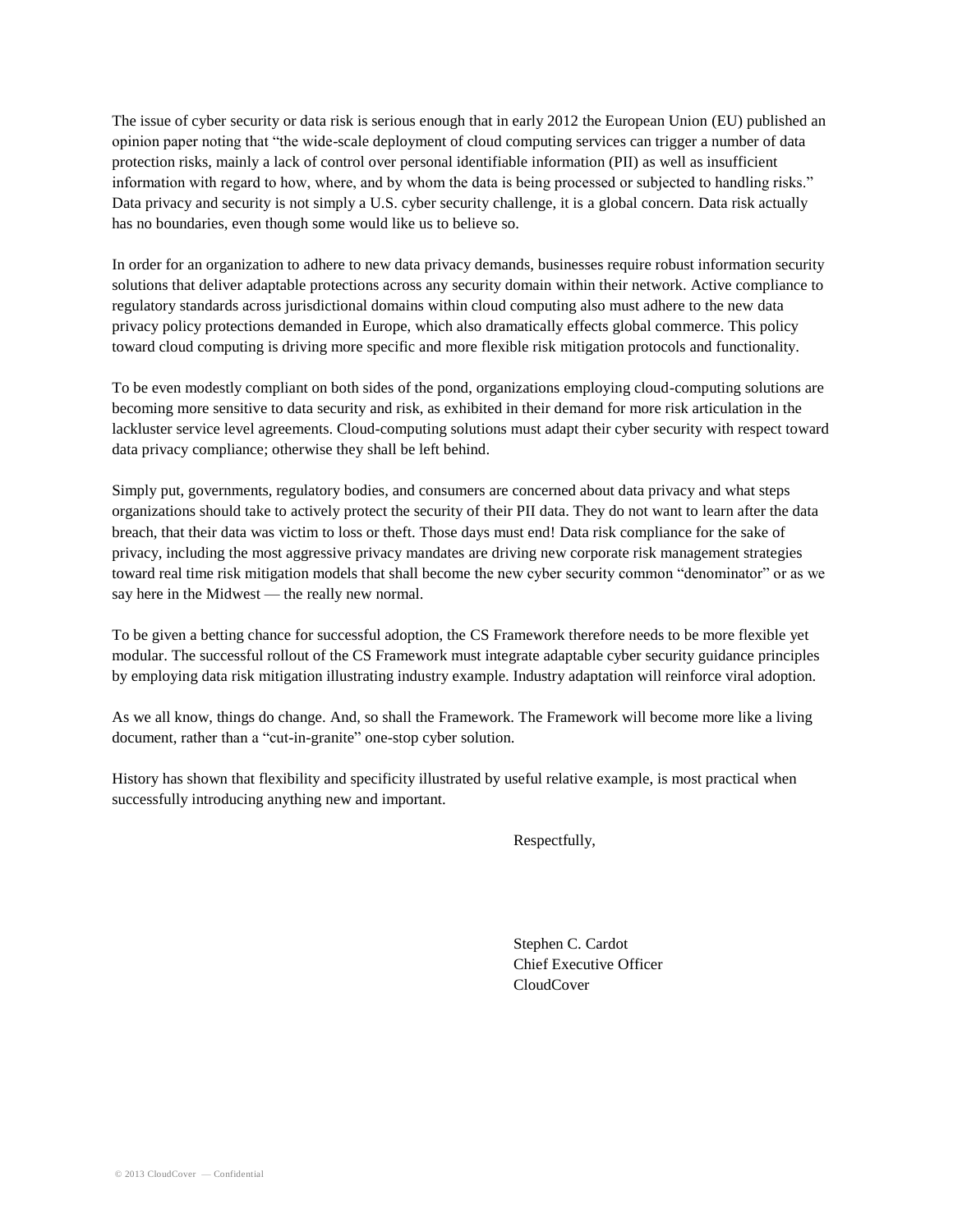The issue of cyber security or data risk is serious enough that in early 2012 the European Union (EU) published an opinion paper noting that "the wide-scale deployment of cloud computing services can trigger a number of data protection risks, mainly a lack of control over personal identifiable information (PII) as well as insufficient information with regard to how, where, and by whom the data is being processed or subjected to handling risks." Data privacy and security is not simply a U.S. cyber security challenge, it is a global concern. Data risk actually has no boundaries, even though some would like us to believe so.

In order for an organization to adhere to new data privacy demands, businesses require robust information security solutions that deliver adaptable protections across any security domain within their network. Active compliance to regulatory standards across jurisdictional domains within cloud computing also must adhere to the new data privacy policy protections demanded in Europe, which also dramatically effects global commerce. This policy toward cloud computing is driving more specific and more flexible risk mitigation protocols and functionality.

To be even modestly compliant on both sides of the pond, organizations employing cloud-computing solutions are becoming more sensitive to data security and risk, as exhibited in their demand for more risk articulation in the lackluster service level agreements. Cloud-computing solutions must adapt their cyber security with respect toward data privacy compliance; otherwise they shall be left behind.

Simply put, governments, regulatory bodies, and consumers are concerned about data privacy and what steps organizations should take to actively protect the security of their PII data. They do not want to learn after the data breach, that their data was victim to loss or theft. Those days must end! Data risk compliance for the sake of privacy, including the most aggressive privacy mandates are driving new corporate risk management strategies toward real time risk mitigation models that shall become the new cyber security common "denominator" or as we say here in the Midwest — the really new normal.

To be given a betting chance for successful adoption, the CS Framework therefore needs to be more flexible yet modular. The successful rollout of the CS Framework must integrate adaptable cyber security guidance principles by employing data risk mitigation illustrating industry example. Industry adaptation will reinforce viral adoption.

As we all know, things do change. And, so shall the Framework. The Framework will become more like a living document, rather than a "cut-in-granite" one-stop cyber solution.

History has shown that flexibility and specificity illustrated by useful relative example, is most practical when successfully introducing anything new and important.

Respectfully,

Stephen C. Cardot
Chief Executive Officer
CloudCover